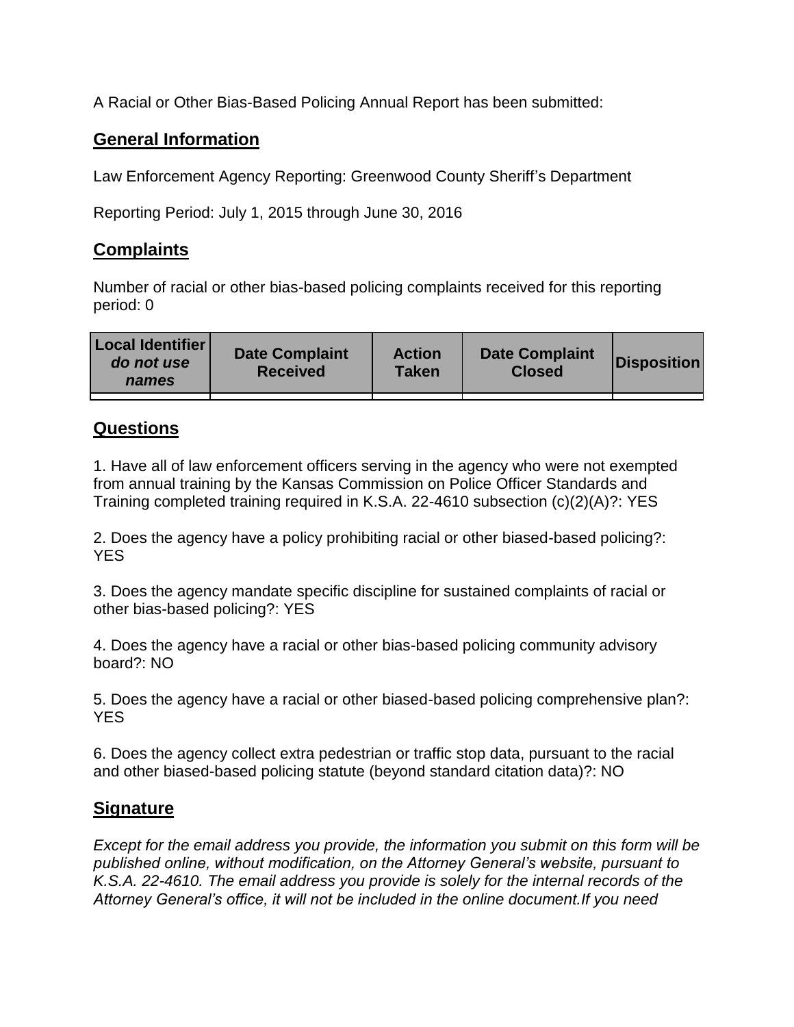A Racial or Other Bias-Based Policing Annual Report has been submitted:

## General Information

Law Enforcement Agency Reporting: Greenwood County Sheriff's Department

Reporting Period: July 1, 2015 through June 30, 2016

## Complaints

Number of racial or other bias-based policing complaints received for this reporting period: 0

| Local Identifier *do not use names* | Date Complaint Received | Action Taken | Date Complaint Closed | Disposition |
|---|---|---|---|---|
| | | | | |

## Questions

1. Have all of law enforcement officers serving in the agency who were not exempted from annual training by the Kansas Commission on Police Officer Standards and Training completed training required in K.S.A. 22-4610 subsection (c)(2)(A)?: YES

2. Does the agency have a policy prohibiting racial or other biased-based policing?: YES

3. Does the agency mandate specific discipline for sustained complaints of racial or other bias-based policing?: YES

4. Does the agency have a racial or other bias-based policing community advisory board?: NO

5. Does the agency have a racial or other biased-based policing comprehensive plan?: YES

6. Does the agency collect extra pedestrian or traffic stop data, pursuant to the racial and other biased-based policing statute (beyond standard citation data)?: NO

## Signature

*Except for the email address you provide, the information you submit on this form will be published online, without modification, on the Attorney General's website, pursuant to K.S.A. 22-4610. The email address you provide is solely for the internal records of the Attorney General's office, it will not be included in the online document.If you need*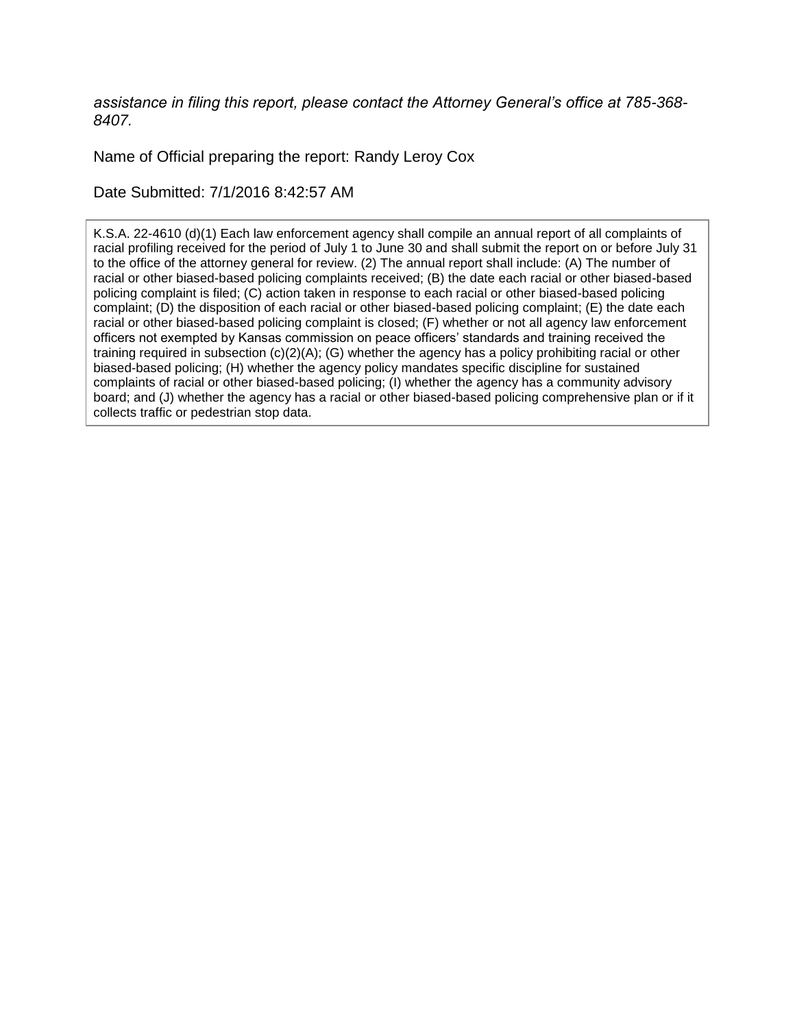*assistance in filing this report, please contact the Attorney General's office at 785-368-8407.*

Name of Official preparing the report: Randy Leroy Cox

Date Submitted: 7/1/2016 8:42:57 AM

K.S.A. 22-4610 (d)(1) Each law enforcement agency shall compile an annual report of all complaints of racial profiling received for the period of July 1 to June 30 and shall submit the report on or before July 31 to the office of the attorney general for review. (2) The annual report shall include: (A) The number of racial or other biased-based policing complaints received; (B) the date each racial or other biased-based policing complaint is filed; (C) action taken in response to each racial or other biased-based policing complaint; (D) the disposition of each racial or other biased-based policing complaint; (E) the date each racial or other biased-based policing complaint is closed; (F) whether or not all agency law enforcement officers not exempted by Kansas commission on peace officers' standards and training received the training required in subsection (c)(2)(A); (G) whether the agency has a policy prohibiting racial or other biased-based policing; (H) whether the agency policy mandates specific discipline for sustained complaints of racial or other biased-based policing; (I) whether the agency has a community advisory board; and (J) whether the agency has a racial or other biased-based policing comprehensive plan or if it collects traffic or pedestrian stop data.